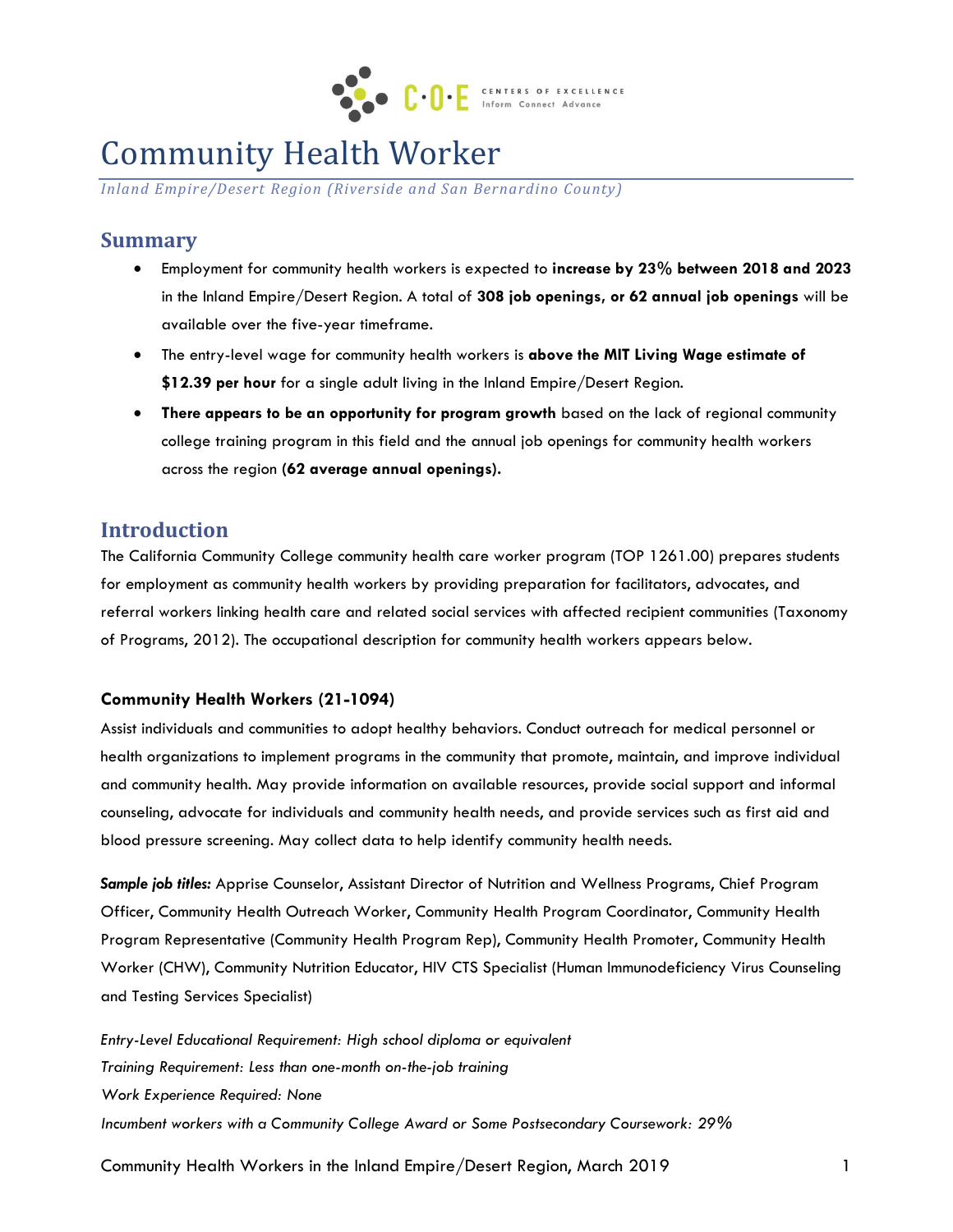# Community Health Worker

*Inland Empire/Desert Region (Riverside and San Bernardino County)*

## Summary

- Employment for community health workers is expected to **increase by 23% between 2018 and 2023** in the Inland Empire/Desert Region. A total of **308 job openings, or 62 annual job openings** will be available over the five-year timeframe.
- The entry-level wage for community health workers is **above the MIT Living Wage estimate of $12.39 per hour** for a single adult living in the Inland Empire/Desert Region.
- **There appears to be an opportunity for program growth** based on the lack of regional community college training program in this field and the annual job openings for community health workers across the region **(62 average annual openings).**

## Introduction

The California Community College community health care worker program (TOP 1261.00) prepares students for employment as community health workers by providing preparation for facilitators, advocates, and referral workers linking health care and related social services with affected recipient communities (Taxonomy of Programs, 2012). The occupational description for community health workers appears below.

### Community Health Workers (21-1094)

Assist individuals and communities to adopt healthy behaviors. Conduct outreach for medical personnel or health organizations to implement programs in the community that promote, maintain, and improve individual and community health. May provide information on available resources, provide social support and informal counseling, advocate for individuals and community health needs, and provide services such as first aid and blood pressure screening. May collect data to help identify community health needs.

***Sample job titles:*** Apprise Counselor, Assistant Director of Nutrition and Wellness Programs, Chief Program Officer, Community Health Outreach Worker, Community Health Program Coordinator, Community Health Program Representative (Community Health Program Rep), Community Health Promoter, Community Health Worker (CHW), Community Nutrition Educator, HIV CTS Specialist (Human Immunodeficiency Virus Counseling and Testing Services Specialist)

*Entry-Level Educational Requirement: High school diploma or equivalent*
*Training Requirement: Less than one-month on-the-job training*
*Work Experience Required: None*
*Incumbent workers with a Community College Award or Some Postsecondary Coursework: 29%*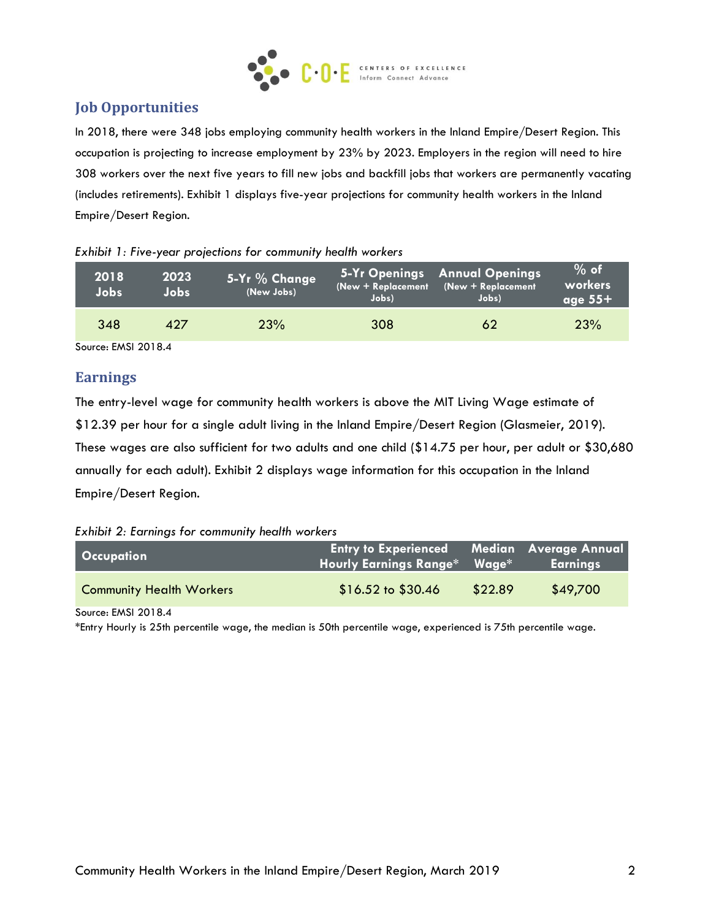## Job Opportunities

In 2018, there were 348 jobs employing community health workers in the Inland Empire/Desert Region. This occupation is projecting to increase employment by 23% by 2023. Employers in the region will need to hire 308 workers over the next five years to fill new jobs and backfill jobs that workers are permanently vacating (includes retirements). Exhibit 1 displays five-year projections for community health workers in the Inland Empire/Desert Region.

*Exhibit 1: Five-year projections for community health workers*

| 2018 Jobs | 2023 Jobs | 5-Yr % Change (New Jobs) | 5-Yr Openings (New + Replacement Jobs) | Annual Openings (New + Replacement Jobs) | % of workers age 55+ |
|---|---|---|---|---|---|
| 348 | 427 | 23% | 308 | 62 | 23% |

Source: EMSI 2018.4

## Earnings

The entry-level wage for community health workers is above the MIT Living Wage estimate of $12.39 per hour for a single adult living in the Inland Empire/Desert Region (Glasmeier, 2019). These wages are also sufficient for two adults and one child ($14.75 per hour, per adult or $30,680 annually for each adult). Exhibit 2 displays wage information for this occupation in the Inland Empire/Desert Region.

*Exhibit 2: Earnings for community health workers*

| Occupation | Entry to Experienced Hourly Earnings Range* | Median Wage* | Average Annual Earnings |
|---|---|---|---|
| Community Health Workers | $16.52 to $30.46 | $22.89 | $49,700 |

Source: EMSI 2018.4

*Entry Hourly is 25th percentile wage, the median is 50th percentile wage, experienced is 75th percentile wage.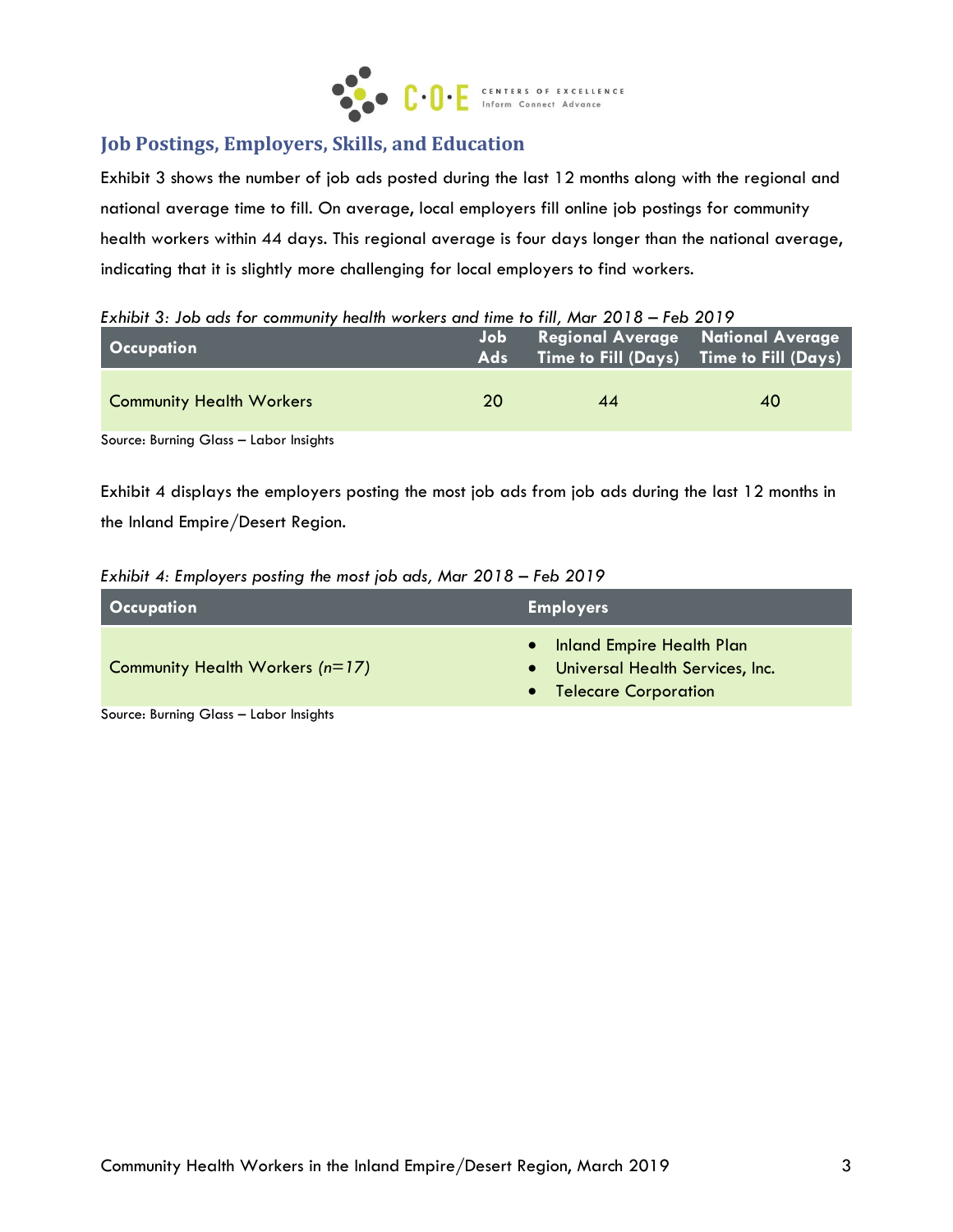## Job Postings, Employers, Skills, and Education

Exhibit 3 shows the number of job ads posted during the last 12 months along with the regional and national average time to fill. On average, local employers fill online job postings for community health workers within 44 days. This regional average is four days longer than the national average, indicating that it is slightly more challenging for local employers to find workers.

*Exhibit 3: Job ads for community health workers and time to fill, Mar 2018 – Feb 2019*

| Occupation | Job Ads | Regional Average Time to Fill (Days) | National Average Time to Fill (Days) |
|---|---|---|---|
| Community Health Workers | 20 | 44 | 40 |

Source: Burning Glass – Labor Insights

Exhibit 4 displays the employers posting the most job ads from job ads during the last 12 months in the Inland Empire/Desert Region.

*Exhibit 4: Employers posting the most job ads, Mar 2018 – Feb 2019*

| Occupation | Employers |
|---|---|
| Community Health Workers *(n=17)* | • Inland Empire Health Plan<br>• Universal Health Services, Inc.<br>• Telecare Corporation |

Source: Burning Glass – Labor Insights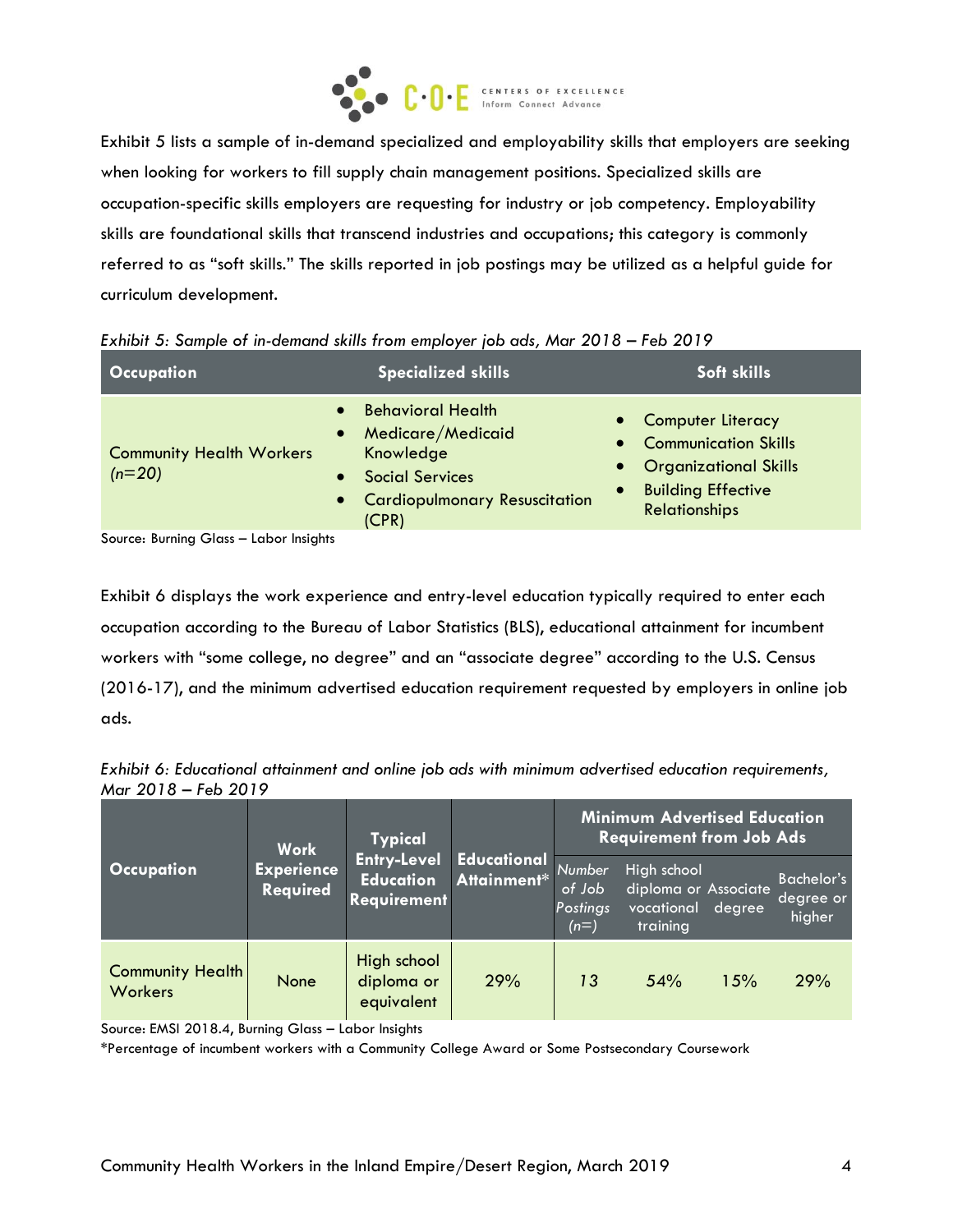Exhibit 5 lists a sample of in-demand specialized and employability skills that employers are seeking when looking for workers to fill supply chain management positions. Specialized skills are occupation-specific skills employers are requesting for industry or job competency. Employability skills are foundational skills that transcend industries and occupations; this category is commonly referred to as "soft skills." The skills reported in job postings may be utilized as a helpful guide for curriculum development.

*Exhibit 5: Sample of in-demand skills from employer job ads, Mar 2018 – Feb 2019*

| Occupation | Specialized skills | Soft skills |
|---|---|---|
| Community Health Workers *(n=20)* | • Behavioral Health<br>• Medicare/Medicaid Knowledge<br>• Social Services<br>• Cardiopulmonary Resuscitation (CPR) | • Computer Literacy<br>• Communication Skills<br>• Organizational Skills<br>• Building Effective Relationships |

Source: Burning Glass – Labor Insights

Exhibit 6 displays the work experience and entry-level education typically required to enter each occupation according to the Bureau of Labor Statistics (BLS), educational attainment for incumbent workers with "some college, no degree" and an "associate degree" according to the U.S. Census (2016-17), and the minimum advertised education requirement requested by employers in online job ads.

*Exhibit 6: Educational attainment and online job ads with minimum advertised education requirements, Mar 2018 – Feb 2019*

| Occupation | Work Experience Required | Typical Entry-Level Education Requirement | Educational Attainment* | Minimum Advertised Education Requirement from Job Ads | | | |
|---|---|---|---|---|---|---|---|
| | | | | *Number of Job Postings (n=)* | High school diploma or vocational training | Associate degree | Bachelor's degree or higher |
| Community Health Workers | None | High school diploma or equivalent | 29% | 13 | 54% | 15% | 29% |

Source: EMSI 2018.4, Burning Glass – Labor Insights

*Percentage of incumbent workers with a Community College Award or Some Postsecondary Coursework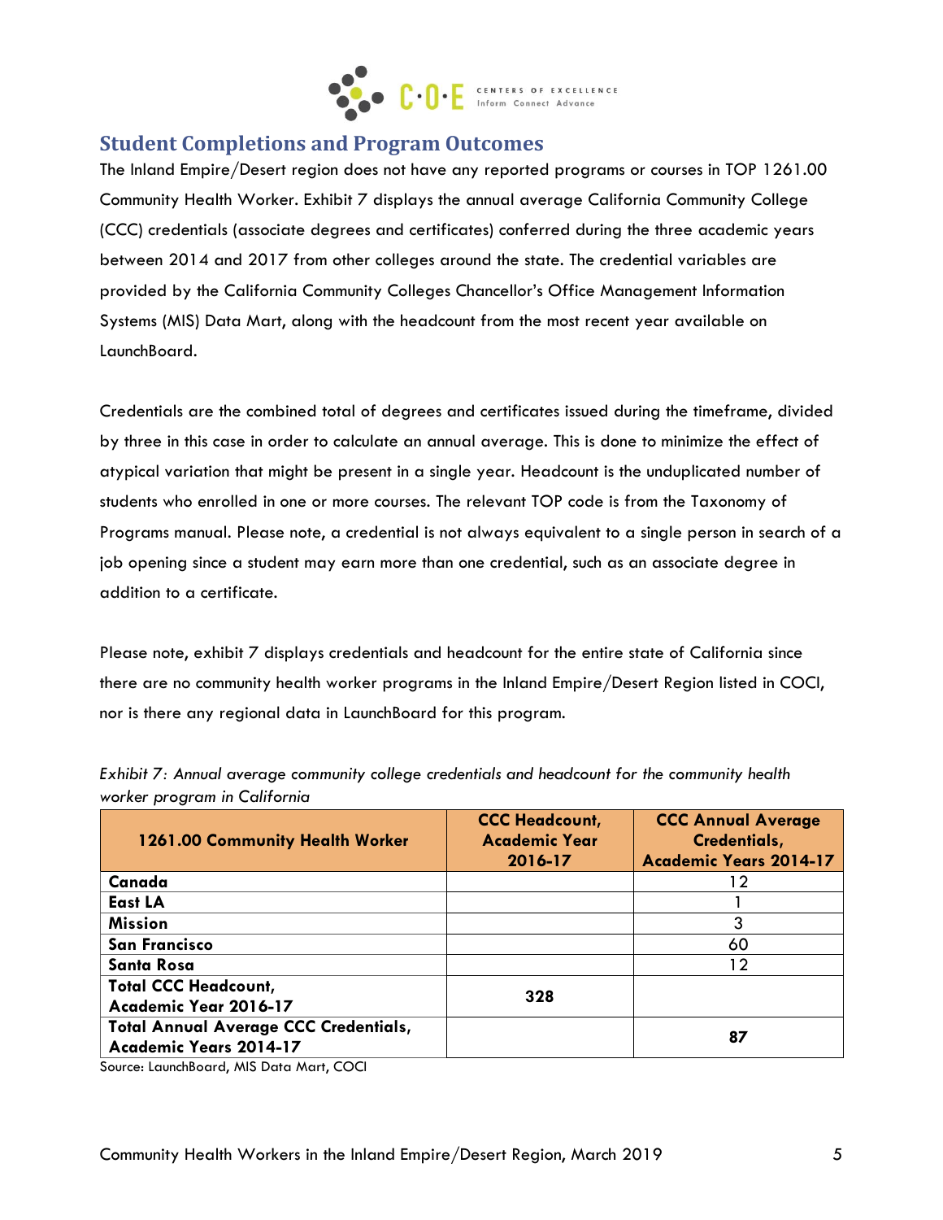## Student Completions and Program Outcomes

The Inland Empire/Desert region does not have any reported programs or courses in TOP 1261.00 Community Health Worker. Exhibit 7 displays the annual average California Community College (CCC) credentials (associate degrees and certificates) conferred during the three academic years between 2014 and 2017 from other colleges around the state. The credential variables are provided by the California Community Colleges Chancellor's Office Management Information Systems (MIS) Data Mart, along with the headcount from the most recent year available on LaunchBoard.

Credentials are the combined total of degrees and certificates issued during the timeframe, divided by three in this case in order to calculate an annual average. This is done to minimize the effect of atypical variation that might be present in a single year. Headcount is the unduplicated number of students who enrolled in one or more courses. The relevant TOP code is from the Taxonomy of Programs manual. Please note, a credential is not always equivalent to a single person in search of a job opening since a student may earn more than one credential, such as an associate degree in addition to a certificate.

Please note, exhibit 7 displays credentials and headcount for the entire state of California since there are no community health worker programs in the Inland Empire/Desert Region listed in COCI, nor is there any regional data in LaunchBoard for this program.

*Exhibit 7: Annual average community college credentials and headcount for the community health worker program in California*

| 1261.00 Community Health Worker | CCC Headcount, Academic Year 2016-17 | CCC Annual Average Credentials, Academic Years 2014-17 |
|---|---|---|
| **Canada** | | 12 |
| **East LA** | | 1 |
| **Mission** | | 3 |
| **San Francisco** | | 60 |
| **Santa Rosa** | | 12 |
| **Total CCC Headcount, Academic Year 2016-17** | **328** | |
| **Total Annual Average CCC Credentials, Academic Years 2014-17** | | **87** |

Source: LaunchBoard, MIS Data Mart, COCI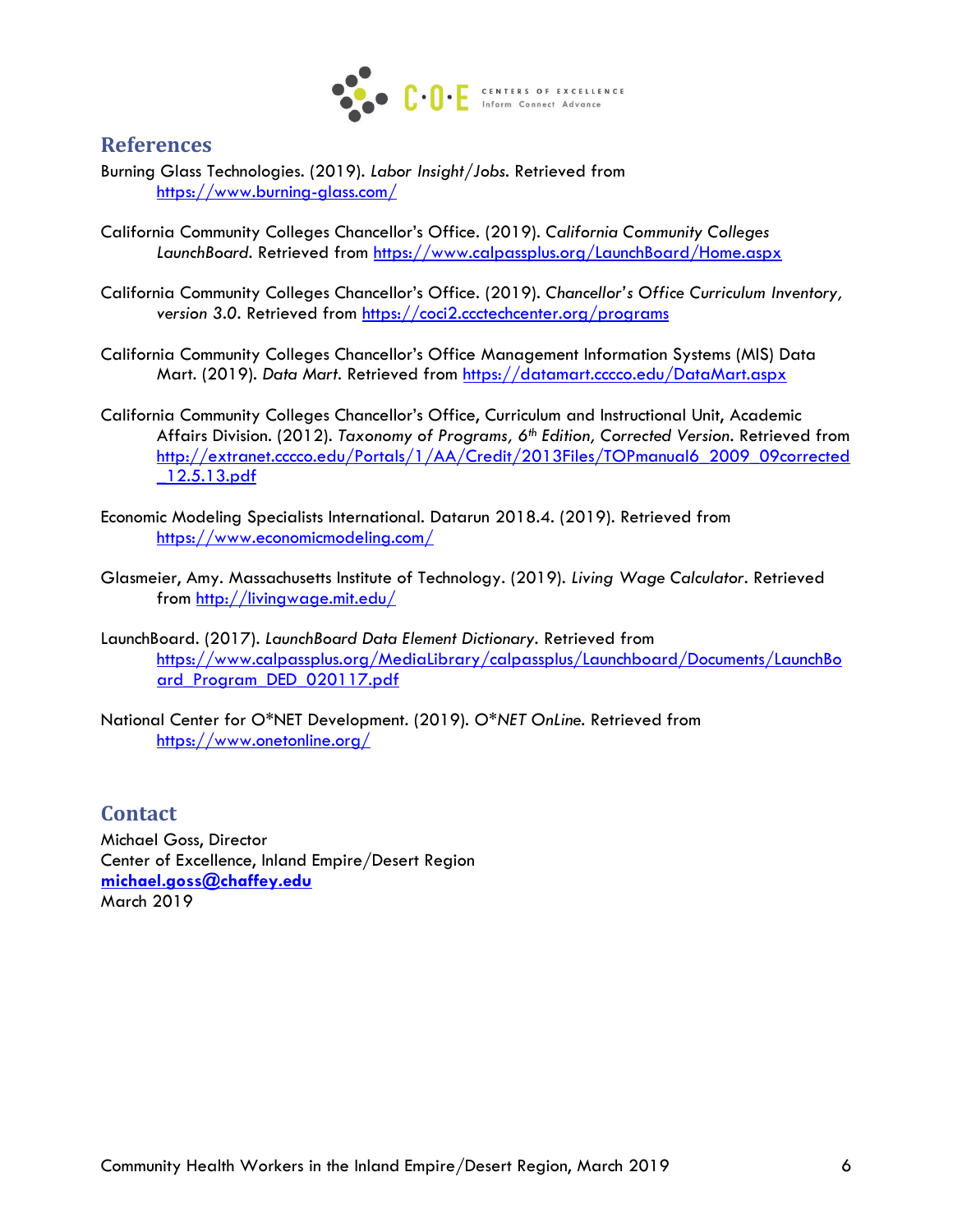## References

Burning Glass Technologies. (2019). *Labor Insight/Jobs*. Retrieved from https://www.burning-glass.com/

California Community Colleges Chancellor's Office. (2019). *California Community Colleges LaunchBoard*. Retrieved from https://www.calpassplus.org/LaunchBoard/Home.aspx

California Community Colleges Chancellor's Office. (2019). *Chancellor's Office Curriculum Inventory, version 3.0*. Retrieved from https://coci2.ccctechcenter.org/programs

California Community Colleges Chancellor's Office Management Information Systems (MIS) Data Mart. (2019). *Data Mart*. Retrieved from https://datamart.cccco.edu/DataMart.aspx

California Community Colleges Chancellor's Office, Curriculum and Instructional Unit, Academic Affairs Division. (2012). *Taxonomy of Programs, 6th Edition, Corrected Version*. Retrieved from http://extranet.cccco.edu/Portals/1/AA/Credit/2013Files/TOPmanual6_2009_09corrected_12.5.13.pdf

Economic Modeling Specialists International. Datarun 2018.4. (2019). Retrieved from https://www.economicmodeling.com/

Glasmeier, Amy. Massachusetts Institute of Technology. (2019). *Living Wage Calculator*. Retrieved from http://livingwage.mit.edu/

LaunchBoard. (2017). *LaunchBoard Data Element Dictionary*. Retrieved from https://www.calpassplus.org/MediaLibrary/calpassplus/Launchboard/Documents/LaunchBoard_Program_DED_020117.pdf

National Center for O*NET Development. (2019). *O*NET OnLine*. Retrieved from https://www.onetonline.org/

## Contact

Michael Goss, Director
Center of Excellence, Inland Empire/Desert Region
**michael.goss@chaffey.edu**
March 2019